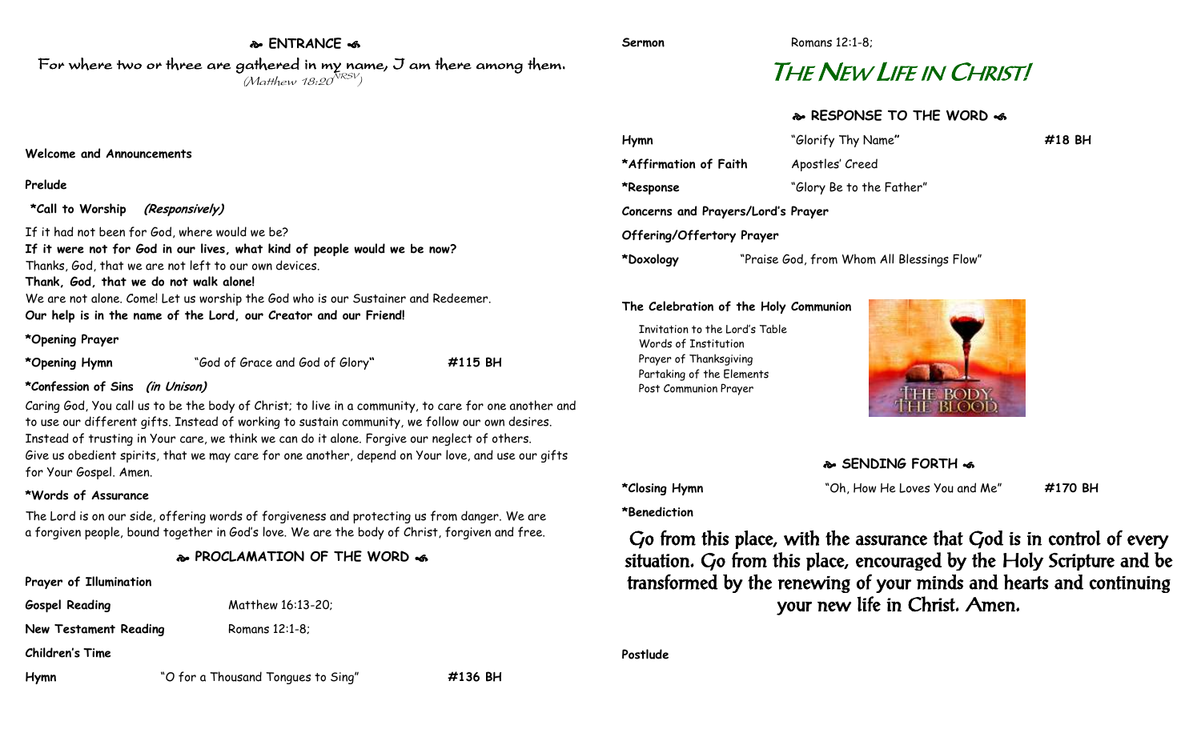## ❧ ENTRANCE ☙

For where two or three are gathered in my name, I am there among them.
*(Matthew 18:20 NRSV)*

**Welcome and Announcements**

**Prelude**

**\*Call to Worship** ***(Responsively)***

If it had not been for God, where would we be?
**If it were not for God in our lives, what kind of people would we be now?**
Thanks, God, that we are not left to our own devices.
**Thank, God, that we do not walk alone!**
We are not alone. Come! Let us worship the God who is our Sustainer and Redeemer.
**Our help is in the name of the Lord, our Creator and our Friend!**

**\*Opening Prayer**

**\*Opening Hymn** "God of Grace and God of Glory" **#115 BH**

**\*Confession of Sins** ***(in Unison)***

Caring God, You call us to be the body of Christ; to live in a community, to care for one another and to use our different gifts. Instead of working to sustain community, we follow our own desires. Instead of trusting in Your care, we think we can do it alone. Forgive our neglect of others. Give us obedient spirits, that we may care for one another, depend on Your love, and use our gifts for Your Gospel. Amen.

**\*Words of Assurance**

The Lord is on our side, offering words of forgiveness and protecting us from danger. We are a forgiven people, bound together in God's love. We are the body of Christ, forgiven and free.

## ❧ PROCLAMATION OF THE WORD ☙

**Prayer of Illumination**

**Gospel Reading** Matthew 16:13-20;

**New Testament Reading** Romans 12:1-8;

**Children's Time**

**Hymn** "O for a Thousand Tongues to Sing" **#136 BH**

**Sermon** Romans 12:1-8;

# THE NEW LIFE IN CHRIST!

## ❧ RESPONSE TO THE WORD ☙

**Hymn** "Glorify Thy Name" **#18 BH**

**\*Affirmation of Faith** Apostles' Creed

**\*Response** "Glory Be to the Father"

**Concerns and Prayers/Lord's Prayer**

**Offering/Offertory Prayer**

**\*Doxology** "Praise God, from Whom All Blessings Flow"

**The Celebration of the Holy Communion**

Invitation to the Lord's Table
Words of Institution
Prayer of Thanksgiving
Partaking of the Elements
Post Communion Prayer

## ❧ SENDING FORTH ☙

**\*Closing Hymn** "Oh, How He Loves You and Me" **#170 BH**

**\*Benediction**

Go from this place, with the assurance that God is in control of every situation. Go from this place, encouraged by the Holy Scripture and be transformed by the renewing of your minds and hearts and continuing your new life in Christ. Amen.

**Postlude**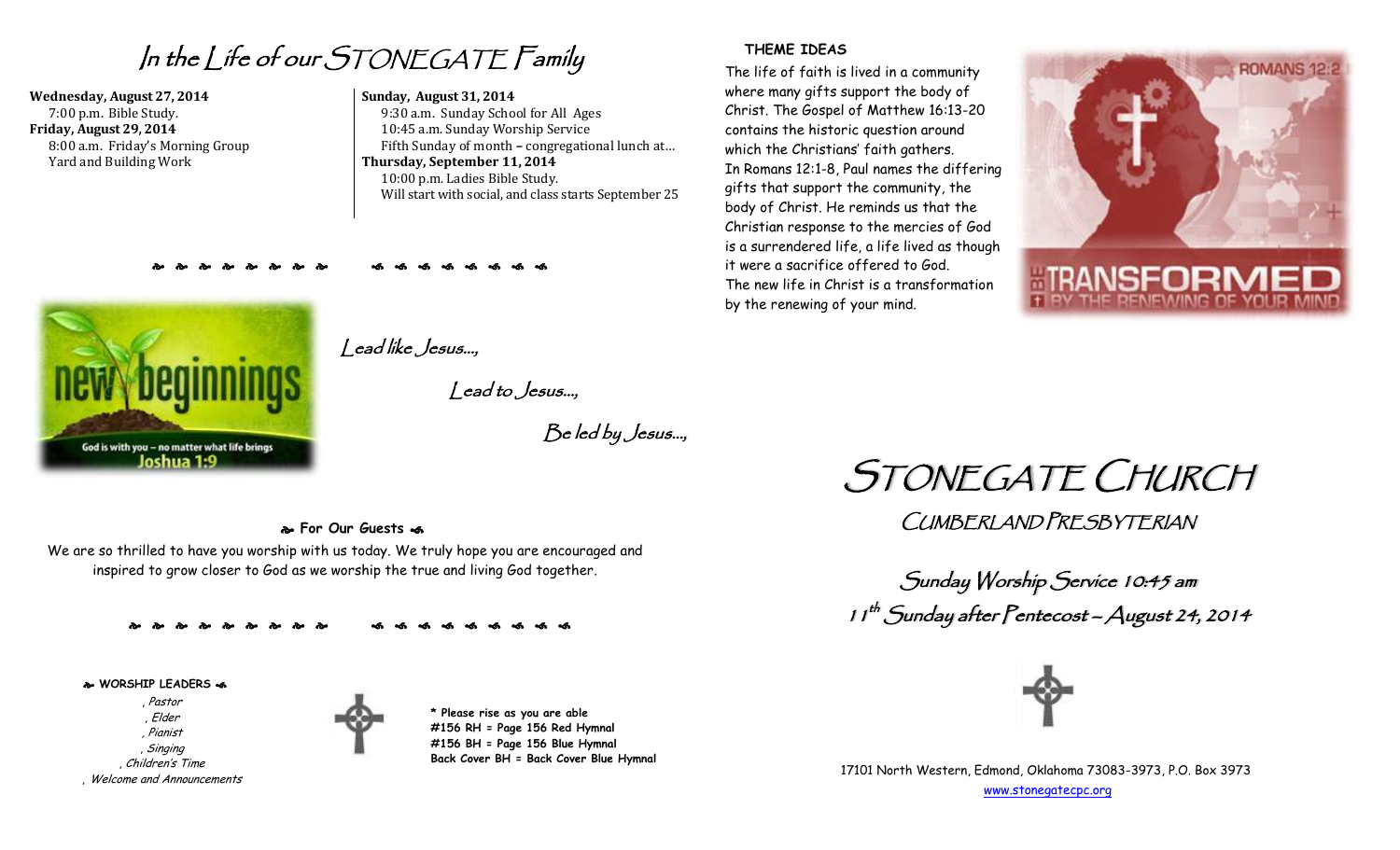# In the Life of our STONEGATE Family

**Wednesday, August 27, 2014**
7:00 p.m. Bible Study.

**Friday, August 29, 2014**
8:00 a.m. Friday's Morning Group
Yard and Building Work

**Sunday, August 31, 2014**
9:30 a.m. Sunday School for All Ages
10:45 a.m. Sunday Worship Service
Fifth Sunday of month – congregational lunch at…

**Thursday, September 11, 2014**
10:00 p.m. Ladies Bible Study.
Will start with social, and class starts September 25

Lead like Jesus…,

Lead to Jesus…,

Be led by Jesus…,

### For Our Guests

We are so thrilled to have you worship with us today. We truly hope you are encouraged and inspired to grow closer to God as we worship the true and living God together.

### WORSHIP LEADERS

*, Pastor*
*, Elder*
*, Pianist*
*, Singing*
*, Children's Time*
*, Welcome and Announcements*

**\* Please rise as you are able**
**#156 RH = Page 156 Red Hymnal**
**#156 BH = Page 156 Blue Hymnal**
**Back Cover BH = Back Cover Blue Hymnal**

### THEME IDEAS

The life of faith is lived in a community where many gifts support the body of Christ. The Gospel of Matthew 16:13-20 contains the historic question around which the Christians' faith gathers. In Romans 12:1-8, Paul names the differing gifts that support the community, the body of Christ. He reminds us that the Christian response to the mercies of God is a surrendered life, a life lived as though it were a sacrifice offered to God. The new life in Christ is a transformation by the renewing of your mind.

# STONEGATE CHURCH

## CUMBERLAND PRESBYTERIAN

Sunday Worship Service 10:45 am

11th Sunday after Pentecost – August 24, 2014

17101 North Western, Edmond, Oklahoma 73083-3973, P.O. Box 3973
www.stonegatecpc.org